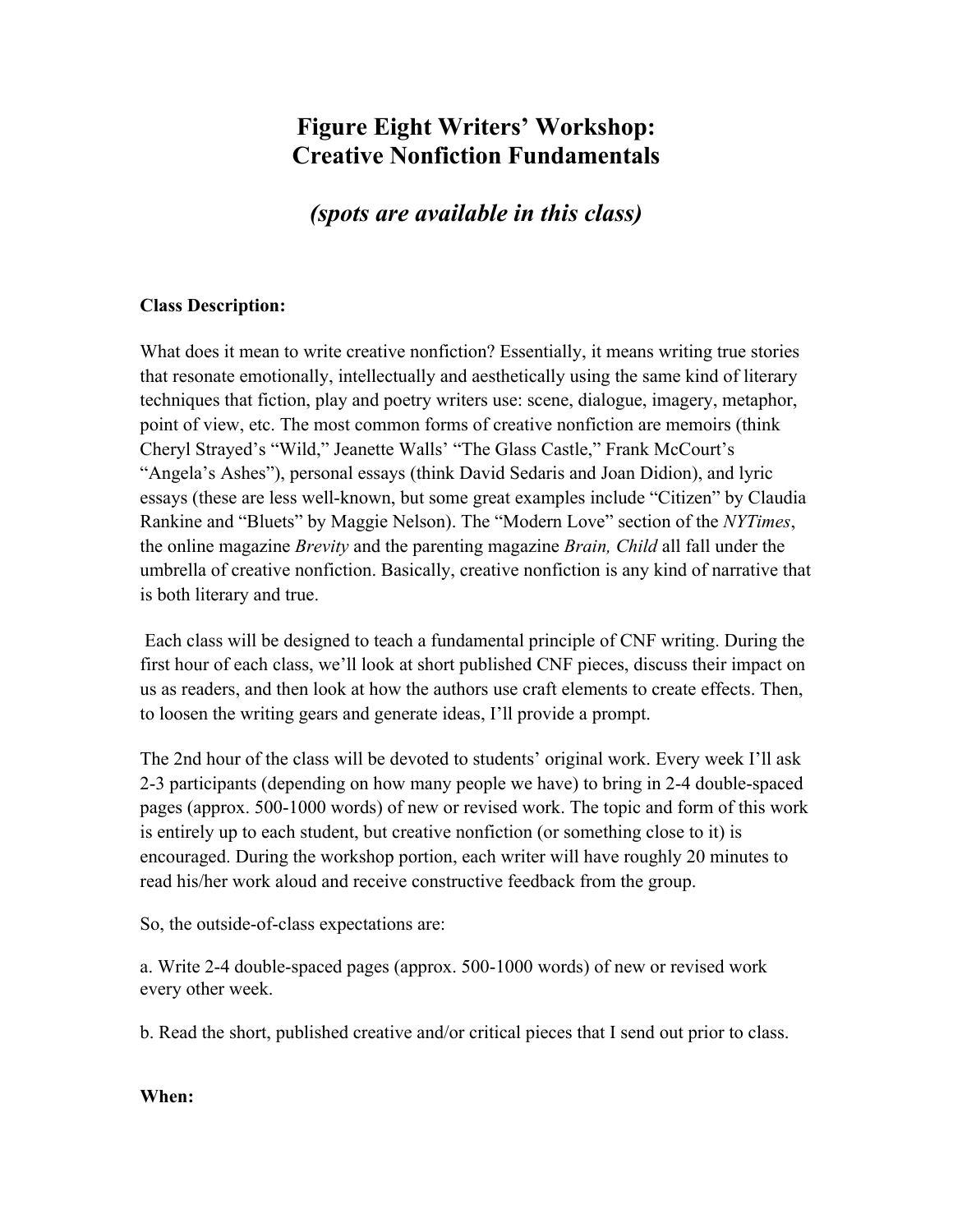# Figure Eight Writers' Workshop: Creative Nonfiction Fundamentals

## *(spots are available in this class)*

**Class Description:**

What does it mean to write creative nonfiction? Essentially, it means writing true stories that resonate emotionally, intellectually and aesthetically using the same kind of literary techniques that fiction, play and poetry writers use: scene, dialogue, imagery, metaphor, point of view, etc. The most common forms of creative nonfiction are memoirs (think Cheryl Strayed's "Wild," Jeanette Walls' "The Glass Castle," Frank McCourt's "Angela's Ashes"), personal essays (think David Sedaris and Joan Didion), and lyric essays (these are less well-known, but some great examples include "Citizen" by Claudia Rankine and "Bluets" by Maggie Nelson). The "Modern Love" section of the *NYTimes*, the online magazine *Brevity* and the parenting magazine *Brain, Child* all fall under the umbrella of creative nonfiction. Basically, creative nonfiction is any kind of narrative that is both literary and true.

Each class will be designed to teach a fundamental principle of CNF writing. During the first hour of each class, we'll look at short published CNF pieces, discuss their impact on us as readers, and then look at how the authors use craft elements to create effects. Then, to loosen the writing gears and generate ideas, I'll provide a prompt.

The 2nd hour of the class will be devoted to students' original work. Every week I'll ask 2-3 participants (depending on how many people we have) to bring in 2-4 double-spaced pages (approx. 500-1000 words) of new or revised work. The topic and form of this work is entirely up to each student, but creative nonfiction (or something close to it) is encouraged. During the workshop portion, each writer will have roughly 20 minutes to read his/her work aloud and receive constructive feedback from the group.

So, the outside-of-class expectations are:

a. Write 2-4 double-spaced pages (approx. 500-1000 words) of new or revised work every other week.

b. Read the short, published creative and/or critical pieces that I send out prior to class.

**When:**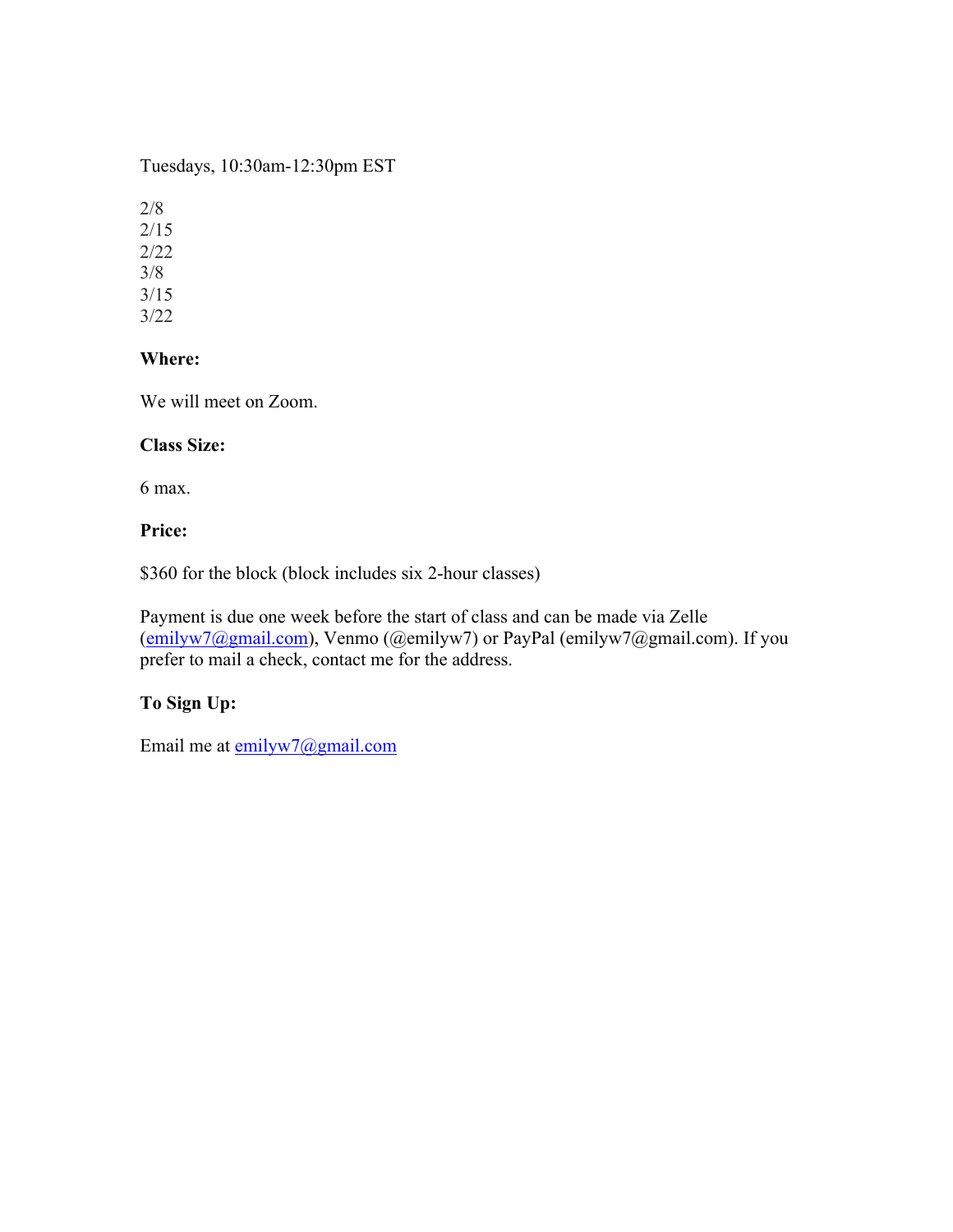Tuesdays, 10:30am-12:30pm EST

2/8
2/15
2/22
3/8
3/15
3/22

**Where:**

We will meet on Zoom.

**Class Size:**

6 max.

**Price:**

$360 for the block (block includes six 2-hour classes)

Payment is due one week before the start of class and can be made via Zelle (emilyw7@gmail.com), Venmo (@emilyw7) or PayPal (emilyw7@gmail.com). If you prefer to mail a check, contact me for the address.

**To Sign Up:**

Email me at emilyw7@gmail.com